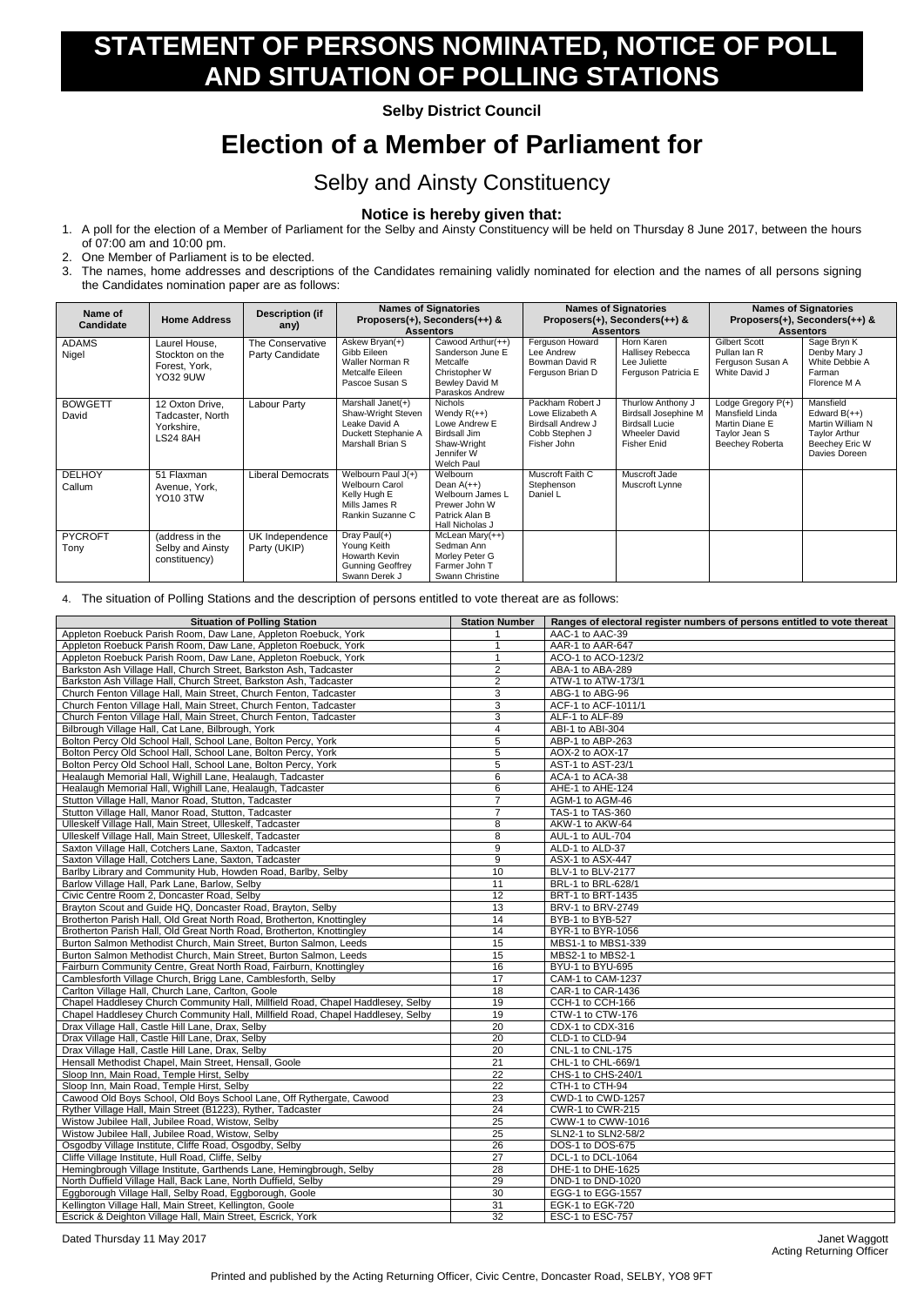# STATEMENT OF PERSONS NOMINATED, NOTICE OF POLL AND SITUATION OF POLLING STATIONS

**Selby District Council**

# Election of a Member of Parliament for

## Selby and Ainsty Constituency

### Notice is hereby given that:

1. A poll for the election of a Member of Parliament for the Selby and Ainsty Constituency will be held on Thursday 8 June 2017, between the hours of 07:00 am and 10:00 pm.
2. One Member of Parliament is to be elected.
3. The names, home addresses and descriptions of the Candidates remaining validly nominated for election and the names of all persons signing the Candidates nomination paper are as follows:

| Name of Candidate | Home Address | Description (if any) | Names of Signatories Proposers(+), Seconders(++) & Assentors | | Names of Signatories Proposers(+), Seconders(++) & Assentors | | Names of Signatories Proposers(+), Seconders(++) & Assentors | |
|---|---|---|---|---|---|---|---|---|
| ADAMS Nigel | Laurel House, Stockton on the Forest, York, YO32 9UW | The Conservative Party Candidate | Askew Bryan(+) Gibb Eileen Waller Norman R Metcalfe Eileen Pascoe Susan S | Cawood Arthur(++) Sanderson June E Metcalfe Christopher W Bewley David M Paraskos Andrew | Ferguson Howard Lee Andrew Bowman David R Ferguson Brian D | Horn Karen Hallisey Rebecca Lee Juliette Ferguson Patricia E | Gilbert Scott Pullan Ian R Ferguson Susan A White David J | Sage Bryn K Denby Mary J White Debbie A Farman Florence M A |
| BOWGETT David | 12 Oxton Drive, Tadcaster, North Yorkshire, LS24 8AH | Labour Party | Marshall Janet(+) Shaw-Wright Steven Leake David A Duckett Stephanie A Marshall Brian S | Nichols Wendy R(++) Lowe Andrew E Birdsall Jim Shaw-Wright Jennifer W Welch Paul | Packham Robert J Lowe Elizabeth A Birdsall Andrew J Cobb Stephen J Fisher John | Thurlow Anthony J Birdsall Josephine M Birdsall Lucie Wheeler David Fisher Enid | Lodge Gregory P(+) Mansfield Linda Martin Diane E Taylor Jean S Beechey Roberta | Mansfield Edward B(++) Martin William N Taylor Arthur Beechey Eric W Davies Doreen |
| DELHOY Callum | 51 Flaxman Avenue, York, YO10 3TW | Liberal Democrats | Welbourn Paul J(+) Welbourn Carol Kelly Hugh E Mills James R Rankin Suzanne C | Welbourn Dean A(++) Welbourn James L Prewer John W Patrick Alan B Hall Nicholas J | Muscroft Faith C Stephenson Daniel L | Muscroft Jade Muscroft Lynne | | |
| PYCROFT Tony | (address in the Selby and Ainsty constituency) | UK Independence Party (UKIP) | Dray Paul(+) Young Keith Howarth Kevin Gunning Geoffrey Swann Derek J | McLean Mary(++) Sedman Ann Morley Peter G Farmer John T Swann Christine | | | | |

4. The situation of Polling Stations and the description of persons entitled to vote thereat are as follows:

| Situation of Polling Station | Station Number | Ranges of electoral register numbers of persons entitled to vote thereat |
|---|---|---|
| Appleton Roebuck Parish Room, Daw Lane, Appleton Roebuck, York | 1 | AAC-1 to AAC-39 |
| Appleton Roebuck Parish Room, Daw Lane, Appleton Roebuck, York | 1 | AAR-1 to AAR-647 |
| Appleton Roebuck Parish Room, Daw Lane, Appleton Roebuck, York | 1 | ACO-1 to ACO-123/2 |
| Barkston Ash Village Hall, Church Street, Barkston Ash, Tadcaster | 2 | ABA-1 to ABA-289 |
| Barkston Ash Village Hall, Church Street, Barkston Ash, Tadcaster | 2 | ATW-1 to ATW-173/1 |
| Church Fenton Village Hall, Main Street, Church Fenton, Tadcaster | 3 | ABG-1 to ABG-96 |
| Church Fenton Village Hall, Main Street, Church Fenton, Tadcaster | 3 | ACF-1 to ACF-1011/1 |
| Church Fenton Village Hall, Main Street, Church Fenton, Tadcaster | 3 | ALF-1 to ALF-89 |
| Bilbrough Village Hall, Cat Lane, Bilbrough, York | 4 | ABI-1 to ABI-304 |
| Bolton Percy Old School Hall, School Lane, Bolton Percy, York | 5 | ABP-1 to ABP-263 |
| Bolton Percy Old School Hall, School Lane, Bolton Percy, York | 5 | AOX-2 to AOX-17 |
| Bolton Percy Old School Hall, School Lane, Bolton Percy, York | 5 | AST-1 to AST-23/1 |
| Healaugh Memorial Hall, Wighill Lane, Healaugh, Tadcaster | 6 | ACA-1 to ACA-38 |
| Healaugh Memorial Hall, Wighill Lane, Healaugh, Tadcaster | 6 | AHE-1 to AHE-124 |
| Stutton Village Hall, Manor Road, Stutton, Tadcaster | 7 | AGM-1 to AGM-46 |
| Stutton Village Hall, Manor Road, Stutton, Tadcaster | 7 | TAS-1 to TAS-360 |
| Ulleskelf Village Hall, Main Street, Ulleskelf, Tadcaster | 8 | AKW-1 to AKW-64 |
| Ulleskelf Village Hall, Main Street, Ulleskelf, Tadcaster | 8 | AUL-1 to AUL-704 |
| Saxton Village Hall, Cotchers Lane, Saxton, Tadcaster | 9 | ALD-1 to ALD-37 |
| Saxton Village Hall, Cotchers Lane, Saxton, Tadcaster | 9 | ASX-1 to ASX-447 |
| Barlby Library and Community Hub, Howden Road, Barlby, Selby | 10 | BLV-1 to BLV-2177 |
| Barlow Village Hall, Park Lane, Barlow, Selby | 11 | BRL-1 to BRL-628/1 |
| Civic Centre Room 2, Doncaster Road, Selby | 12 | BRT-1 to BRT-1435 |
| Brayton Scout and Guide HQ, Doncaster Road, Brayton, Selby | 13 | BRV-1 to BRV-2749 |
| Brotherton Parish Hall, Old Great North Road, Brotherton, Knottingley | 14 | BYB-1 to BYB-527 |
| Brotherton Parish Hall, Old Great North Road, Brotherton, Knottingley | 14 | BYR-1 to BYR-1056 |
| Burton Salmon Methodist Church, Main Street, Burton Salmon, Leeds | 15 | MBS1-1 to MBS1-339 |
| Burton Salmon Methodist Church, Main Street, Burton Salmon, Leeds | 15 | MBS2-1 to MBS2-1 |
| Fairburn Community Centre, Great North Road, Fairburn, Knottingley | 16 | BYU-1 to BYU-695 |
| Camblesforth Village Church, Brigg Lane, Camblesforth, Selby | 17 | CAM-1 to CAM-1237 |
| Carlton Village Hall, Church Lane, Carlton, Goole | 18 | CAR-1 to CAR-1436 |
| Chapel Haddlesey Church Community Hall, Millfield Road, Chapel Haddlesey, Selby | 19 | CCH-1 to CCH-166 |
| Chapel Haddlesey Church Community Hall, Millfield Road, Chapel Haddlesey, Selby | 19 | CTW-1 to CTW-176 |
| Drax Village Hall, Castle Hill Lane, Drax, Selby | 20 | CDX-1 to CDX-316 |
| Drax Village Hall, Castle Hill Lane, Drax, Selby | 20 | CLD-1 to CLD-94 |
| Drax Village Hall, Castle Hill Lane, Drax, Selby | 20 | CNL-1 to CNL-175 |
| Hensall Methodist Chapel, Main Street, Hensall, Goole | 21 | CHL-1 to CHL-669/1 |
| Sloop Inn, Main Road, Temple Hirst, Selby | 22 | CHS-1 to CHS-240/1 |
| Sloop Inn, Main Road, Temple Hirst, Selby | 22 | CTH-1 to CTH-94 |
| Cawood Old Boys School, Old Boys School Lane, Off Rythergate, Cawood | 23 | CWD-1 to CWD-1257 |
| Ryther Village Hall, Main Street (B1223), Ryther, Tadcaster | 24 | CWR-1 to CWR-215 |
| Wistow Jubilee Hall, Jubilee Road, Wistow, Selby | 25 | CWW-1 to CWW-1016 |
| Wistow Jubilee Hall, Jubilee Road, Wistow, Selby | 25 | SLN2-1 to SLN2-58/2 |
| Osgodby Village Institute, Cliffe Road, Osgodby, Selby | 26 | DOS-1 to DOS-675 |
| Cliffe Village Institute, Hull Road, Cliffe, Selby | 27 | DCL-1 to DCL-1064 |
| Hemingbrough Village Institute, Garthends Lane, Hemingbrough, Selby | 28 | DHE-1 to DHE-1625 |
| North Duffield Village Hall, Back Lane, North Duffield, Selby | 29 | DND-1 to DND-1020 |
| Eggborough Village Hall, Selby Road, Eggborough, Goole | 30 | EGG-1 to EGG-1557 |
| Kellington Village Hall, Main Street, Kellington, Goole | 31 | EGK-1 to EGK-720 |
| Escrick & Deighton Village Hall, Main Street, Escrick, York | 32 | ESC-1 to ESC-757 |

Dated Thursday 11 May 2017

Janet Waggott
Acting Returning Officer

Printed and published by the Acting Returning Officer, Civic Centre, Doncaster Road, SELBY, YO8 9FT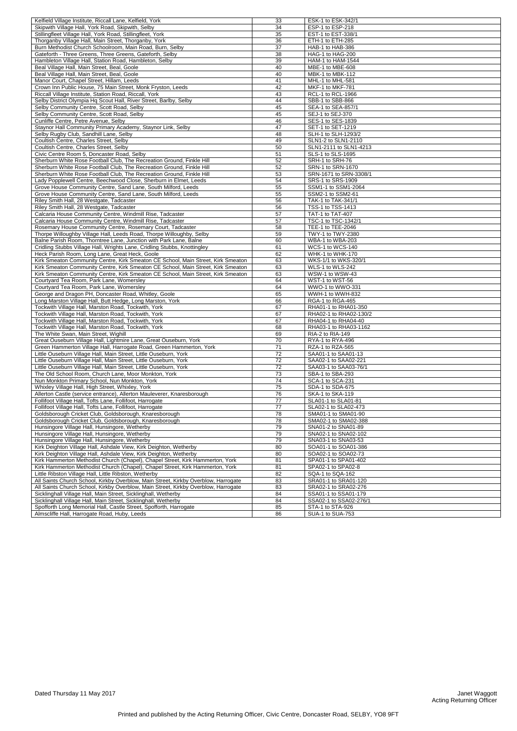| | | |
|---|---|---|
| Kelfield Village Institute, Riccall Lane, Kelfield, York | 33 | ESK-1 to ESK-342/1 |
| Skipwith Village Hall, York Road, Skipwith, Selby | 34 | ESP-1 to ESP-218 |
| Stillingfleet Village Hall, York Road, Stillingfleet, York | 35 | EST-1 to EST-338/1 |
| Thorganby Village Hall, Main Street, Thorganby, York | 36 | ETH-1 to ETH-285 |
| Burn Methodist Church Schoolroom, Main Road, Burn, Selby | 37 | HAB-1 to HAB-386 |
| Gateforth - Three Greens, Three Greens, Gateforth, Selby | 38 | HAG-1 to HAG-200 |
| Hambleton Village Hall, Station Road, Hambleton, Selby | 39 | HAM-1 to HAM-1544 |
| Beal Village Hall, Main Street, Beal, Goole | 40 | MBE-1 to MBE-608 |
| Beal Village Hall, Main Street, Beal, Goole | 40 | MBK-1 to MBK-112 |
| Manor Court, Chapel Street, Hillam, Leeds | 41 | MHL-1 to MHL-581 |
| Crown Inn Public House, 75 Main Street, Monk Fryston, Leeds | 42 | MKF-1 to MKF-781 |
| Riccall Village Institute, Station Road, Riccall, York | 43 | RCL-1 to RCL-1966 |
| Selby District Olympia Hq Scout Hall, River Street, Barlby, Selby | 44 | SBB-1 to SBB-866 |
| Selby Community Centre, Scott Road, Selby | 45 | SEA-1 to SEA-857/1 |
| Selby Community Centre, Scott Road, Selby | 45 | SEJ-1 to SEJ-370 |
| Cunliffe Centre, Petre Avenue, Selby | 46 | SES-1 to SES-1839 |
| Staynor Hall Community Primary Academy, Staynor Link, Selby | 47 | SET-1 to SET-1219 |
| Selby Rugby Club, Sandhill Lane, Selby | 48 | SLH-1 to SLH-1293/2 |
| Coultish Centre, Charles Street, Selby | 49 | SLN1-2 to SLN1-2110 |
| Coultish Centre, Charles Street, Selby | 50 | SLN1-2111 to SLN1-4213 |
| Civic Centre Room 5, Doncaster Road, Selby | 51 | SLS-1 to SLS-1695 |
| Sherburn White Rose Football Club, The Recreation Ground, Finkle Hill | 52 | SRH-1 to SRH-76 |
| Sherburn White Rose Football Club, The Recreation Ground, Finkle Hill | 52 | SRN-1 to SRN-1670 |
| Sherburn White Rose Football Club, The Recreation Ground, Finkle Hill | 53 | SRN-1671 to SRN-3308/1 |
| Lady Popplewell Centre, Beechwood Close, Sherburn in Elmet, Leeds | 54 | SRS-1 to SRS-1909 |
| Grove House Community Centre, Sand Lane, South Milford, Leeds | 55 | SSM1-1 to SSM1-2064 |
| Grove House Community Centre, Sand Lane, South Milford, Leeds | 55 | SSM2-1 to SSM2-61 |
| Riley Smith Hall, 28 Westgate, Tadcaster | 56 | TAK-1 to TAK-341/1 |
| Riley Smith Hall, 28 Westgate, Tadcaster | 56 | TSS-1 to TSS-1413 |
| Calcaria House Community Centre, Windmill Rise, Tadcaster | 57 | TAT-1 to TAT-407 |
| Calcaria House Community Centre, Windmill Rise, Tadcaster | 57 | TSC-1 to TSC-1342/1 |
| Rosemary House Community Centre, Rosemary Court, Tadcaster | 58 | TEE-1 to TEE-2046 |
| Thorpe Willoughby Village Hall, Leeds Road, Thorpe Willoughby, Selby | 59 | TWY-1 to TWY-2380 |
| Balne Parish Room, Thorntree Lane, Junction with Park Lane, Balne | 60 | WBA-1 to WBA-203 |
| Cridling Stubbs Village Hall, Wrights Lane, Cridling Stubbs, Knottingley | 61 | WCS-1 to WCS-140 |
| Heck Parish Room, Long Lane, Great Heck, Goole | 62 | WHK-1 to WHK-170 |
| Kirk Smeaton Community Centre, Kirk Smeaton CE School, Main Street, Kirk Smeaton | 63 | WKS-1/1 to WKS-320/1 |
| Kirk Smeaton Community Centre, Kirk Smeaton CE School, Main Street, Kirk Smeaton | 63 | WLS-1 to WLS-242 |
| Kirk Smeaton Community Centre, Kirk Smeaton CE School, Main Street, Kirk Smeaton | 63 | WSW-1 to WSW-43 |
| Courtyard Tea Room, Park Lane, Womersley | 64 | WST-1 to WST-56 |
| Courtyard Tea Room, Park Lane, Womersley | 64 | WWO-1 to WWO-331 |
| George and Dragon PH, Doncaster Road, Whitley, Goole | 65 | WWH-1 to WWH-832 |
| Long Marston Village Hall, Butt Hedge, Long Marston, York | 66 | RGA-1 to RGA-465 |
| Tockwith Village Hall, Marston Road, Tockwith, York | 67 | RHA01-1 to RHA01-350 |
| Tockwith Village Hall, Marston Road, Tockwith, York | 67 | RHA02-1 to RHA02-130/2 |
| Tockwith Village Hall, Marston Road, Tockwith, York | 67 | RHA04-1 to RHA04-40 |
| Tockwith Village Hall, Marston Road, Tockwith, York | 68 | RHA03-1 to RHA03-1162 |
| The White Swan, Main Street, Wighill | 69 | RIA-2 to RIA-149 |
| Great Ouseburn Village Hall, Lightmire Lane, Great Ouseburn, York | 70 | RYA-1 to RYA-496 |
| Green Hammerton Village Hall, Harrogate Road, Green Hammerton, York | 71 | RZA-1 to RZA-565 |
| Little Ouseburn Village Hall, Main Street, Little Ouseburn, York | 72 | SAA01-1 to SAA01-13 |
| Little Ouseburn Village Hall, Main Street, Little Ouseburn, York | 72 | SAA02-1 to SAA02-221 |
| Little Ouseburn Village Hall, Main Street, Little Ouseburn, York | 72 | SAA03-1 to SAA03-76/1 |
| The Old School Room, Church Lane, Moor Monkton, York | 73 | SBA-1 to SBA-293 |
| Nun Monkton Primary School, Nun Monkton, York | 74 | SCA-1 to SCA-231 |
| Whixley Village Hall, High Street, Whixley, York | 75 | SDA-1 to SDA-675 |
| Allerton Castle (service entrance), Allerton Mauleverer, Knaresborough | 76 | SKA-1 to SKA-119 |
| Follifoot Village Hall, Tofts Lane, Follifoot, Harrogate | 77 | SLA01-1 to SLA01-81 |
| Follifoot Village Hall, Tofts Lane, Follifoot, Harrogate | 77 | SLA02-1 to SLA02-473 |
| Goldsborough Cricket Club, Goldsborough, Knaresborough | 78 | SMA01-1 to SMA01-90 |
| Goldsborough Cricket Club, Goldsborough, Knaresborough | 78 | SMA02-1 to SMA02-388 |
| Hunsingore Village Hall, Hunsingore, Wetherby | 79 | SNA01-2 to SNA01-89 |
| Hunsingore Village Hall, Hunsingore, Wetherby | 79 | SNA02-1 to SNA02-102 |
| Hunsingore Village Hall, Hunsingore, Wetherby | 79 | SNA03-1 to SNA03-53 |
| Kirk Deighton Village Hall, Ashdale View, Kirk Deighton, Wetherby | 80 | SOA01-1 to SOA01-386 |
| Kirk Deighton Village Hall, Ashdale View, Kirk Deighton, Wetherby | 80 | SOA02-1 to SOA02-73 |
| Kirk Hammerton Methodist Church (Chapel), Chapel Street, Kirk Hammerton, York | 81 | SPA01-1 to SPA01-402 |
| Kirk Hammerton Methodist Church (Chapel), Chapel Street, Kirk Hammerton, York | 81 | SPA02-1 to SPA02-8 |
| Little Ribston Village Hall, Little Ribston, Wetherby | 82 | SQA-1 to SQA-162 |
| All Saints Church School, Kirkby Overblow, Main Street, Kirkby Overblow, Harrogate | 83 | SRA01-1 to SRA01-120 |
| All Saints Church School, Kirkby Overblow, Main Street, Kirkby Overblow, Harrogate | 83 | SRA02-1 to SRA02-276 |
| Sicklinghall Village Hall, Main Street, Sicklinghall, Wetherby | 84 | SSA01-1 to SSA01-179 |
| Sicklinghall Village Hall, Main Street, Sicklinghall, Wetherby | 84 | SSA02-1 to SSA02-276/1 |
| Spofforth Long Memorial Hall, Castle Street, Spofforth, Harrogate | 85 | STA-1 to STA-926 |
| Almscliffe Hall, Harrogate Road, Huby, Leeds | 86 | SUA-1 to SUA-753 |

Dated Thursday 11 May 2017

Janet Waggott
Acting Returning Officer

Printed and published by the Acting Returning Officer, Civic Centre, Doncaster Road, SELBY, YO8 9FT